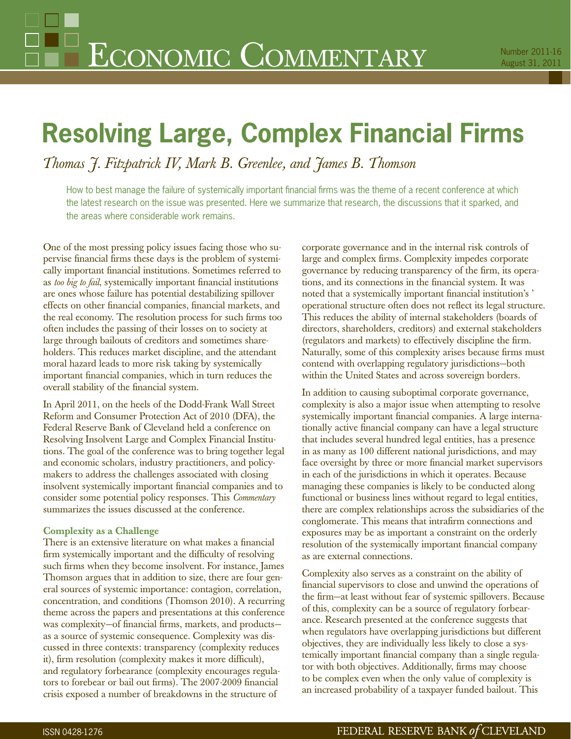# Economic Commentary

Number 2011-16
August 31, 2011

# Resolving Large, Complex Financial Firms

*Thomas J. Fitzpatrick IV, Mark B. Greenlee, and James B. Thomson*

How to best manage the failure of systemically important financial firms was the theme of a recent conference at which the latest research on the issue was presented. Here we summarize that research, the discussions that it sparked, and the areas where considerable work remains.

One of the most pressing policy issues facing those who supervise financial firms these days is the problem of systemically important financial institutions. Sometimes referred to as *too big to fail*, systemically important financial institutions are ones whose failure has potential destabilizing spillover effects on other financial companies, financial markets, and the real economy. The resolution process for such firms too often includes the passing of their losses on to society at large through bailouts of creditors and sometimes shareholders. This reduces market discipline, and the attendant moral hazard leads to more risk taking by systemically important financial companies, which in turn reduces the overall stability of the financial system.

In April 2011, on the heels of the Dodd-Frank Wall Street Reform and Consumer Protection Act of 2010 (DFA), the Federal Reserve Bank of Cleveland held a conference on Resolving Insolvent Large and Complex Financial Institutions. The goal of the conference was to bring together legal and economic scholars, industry practitioners, and policymakers to address the challenges associated with closing insolvent systemically important financial companies and to consider some potential policy responses. This *Commentary* summarizes the issues discussed at the conference.

### Complexity as a Challenge

There is an extensive literature on what makes a financial firm systemically important and the difficulty of resolving such firms when they become insolvent. For instance, James Thomson argues that in addition to size, there are four general sources of systemic importance: contagion, correlation, concentration, and conditions (Thomson 2010). A recurring theme across the papers and presentations at this conference was complexity—of financial firms, markets, and products—as a source of systemic consequence. Complexity was discussed in three contexts: transparency (complexity reduces it), firm resolution (complexity makes it more difficult), and regulatory forbearance (complexity encourages regulators to forebear or bail out firms). The 2007-2009 financial crisis exposed a number of breakdowns in the structure of corporate governance and in the internal risk controls of large and complex firms. Complexity impedes corporate governance by reducing transparency of the firm, its operations, and its connections in the financial system. It was noted that a systemically important financial institution's ' operational structure often does not reflect its legal structure. This reduces the ability of internal stakeholders (boards of directors, shareholders, creditors) and external stakeholders (regulators and markets) to effectively discipline the firm. Naturally, some of this complexity arises because firms must contend with overlapping regulatory jurisdictions—both within the United States and across sovereign borders.

In addition to causing suboptimal corporate governance, complexity is also a major issue when attempting to resolve systemically important financial companies. A large internationally active financial company can have a legal structure that includes several hundred legal entities, has a presence in as many as 100 different national jurisdictions, and may face oversight by three or more financial market supervisors in each of the jurisdictions in which it operates. Because managing these companies is likely to be conducted along functional or business lines without regard to legal entities, there are complex relationships across the subsidiaries of the conglomerate. This means that intrafirm connections and exposures may be as important a constraint on the orderly resolution of the systemically important financial company as are external connections.

Complexity also serves as a constraint on the ability of financial supervisors to close and unwind the operations of the firm—at least without fear of systemic spillovers. Because of this, complexity can be a source of regulatory forbearance. Research presented at the conference suggests that when regulators have overlapping jurisdictions but different objectives, they are individually less likely to close a systemically important financial company than a single regulator with both objectives. Additionally, firms may choose to be complex even when the only value of complexity is an increased probability of a taxpayer funded bailout. This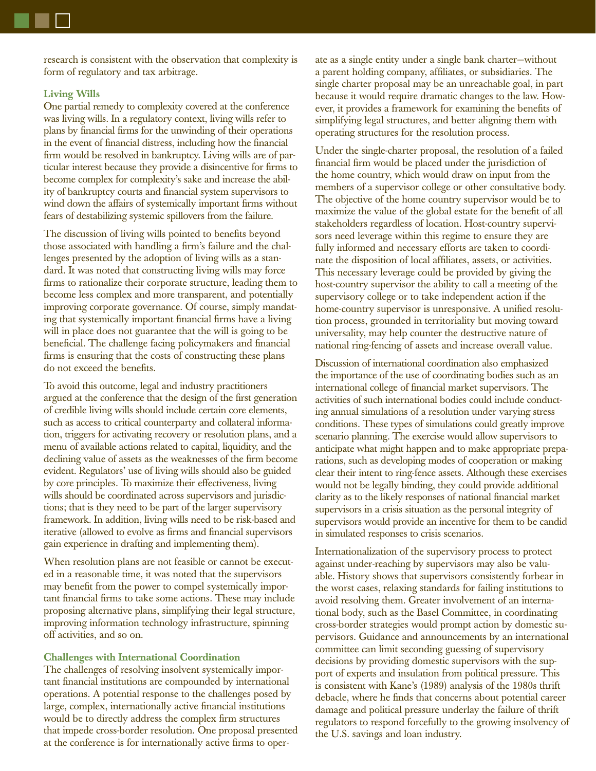research is consistent with the observation that complexity is form of regulatory and tax arbitrage.

### Living Wills

One partial remedy to complexity covered at the conference was living wills. In a regulatory context, living wills refer to plans by financial firms for the unwinding of their operations in the event of financial distress, including how the financial firm would be resolved in bankruptcy. Living wills are of particular interest because they provide a disincentive for firms to become complex for complexity's sake and increase the ability of bankruptcy courts and financial system supervisors to wind down the affairs of systemically important firms without fears of destabilizing systemic spillovers from the failure.

The discussion of living wills pointed to benefits beyond those associated with handling a firm's failure and the challenges presented by the adoption of living wills as a standard. It was noted that constructing living wills may force firms to rationalize their corporate structure, leading them to become less complex and more transparent, and potentially improving corporate governance. Of course, simply mandating that systemically important financial firms have a living will in place does not guarantee that the will is going to be beneficial. The challenge facing policymakers and financial firms is ensuring that the costs of constructing these plans do not exceed the benefits.

To avoid this outcome, legal and industry practitioners argued at the conference that the design of the first generation of credible living wills should include certain core elements, such as access to critical counterparty and collateral information, triggers for activating recovery or resolution plans, and a menu of available actions related to capital, liquidity, and the declining value of assets as the weaknesses of the firm become evident. Regulators' use of living wills should also be guided by core principles. To maximize their effectiveness, living wills should be coordinated across supervisors and jurisdictions; that is they need to be part of the larger supervisory framework. In addition, living wills need to be risk-based and iterative (allowed to evolve as firms and financial supervisors gain experience in drafting and implementing them).

When resolution plans are not feasible or cannot be executed in a reasonable time, it was noted that the supervisors may benefit from the power to compel systemically important financial firms to take some actions. These may include proposing alternative plans, simplifying their legal structure, improving information technology infrastructure, spinning off activities, and so on.

### Challenges with International Coordination

The challenges of resolving insolvent systemically important financial institutions are compounded by international operations. A potential response to the challenges posed by large, complex, internationally active financial institutions would be to directly address the complex firm structures that impede cross-border resolution. One proposal presented at the conference is for internationally active firms to operate as a single entity under a single bank charter—without a parent holding company, affiliates, or subsidiaries. The single charter proposal may be an unreachable goal, in part because it would require dramatic changes to the law. However, it provides a framework for examining the benefits of simplifying legal structures, and better aligning them with operating structures for the resolution process.

Under the single-charter proposal, the resolution of a failed financial firm would be placed under the jurisdiction of the home country, which would draw on input from the members of a supervisor college or other consultative body. The objective of the home country supervisor would be to maximize the value of the global estate for the benefit of all stakeholders regardless of location. Host-country supervisors need leverage within this regime to ensure they are fully informed and necessary efforts are taken to coordinate the disposition of local affiliates, assets, or activities. This necessary leverage could be provided by giving the host-country supervisor the ability to call a meeting of the supervisory college or to take independent action if the home-country supervisor is unresponsive. A unified resolution process, grounded in territoriality but moving toward universality, may help counter the destructive nature of national ring-fencing of assets and increase overall value.

Discussion of international coordination also emphasized the importance of the use of coordinating bodies such as an international college of financial market supervisors. The activities of such international bodies could include conducting annual simulations of a resolution under varying stress conditions. These types of simulations could greatly improve scenario planning. The exercise would allow supervisors to anticipate what might happen and to make appropriate preparations, such as developing modes of cooperation or making clear their intent to ring-fence assets. Although these exercises would not be legally binding, they could provide additional clarity as to the likely responses of national financial market supervisors in a crisis situation as the personal integrity of supervisors would provide an incentive for them to be candid in simulated responses to crisis scenarios.

Internationalization of the supervisory process to protect against under-reaching by supervisors may also be valuable. History shows that supervisors consistently forbear in the worst cases, relaxing standards for failing institutions to avoid resolving them. Greater involvement of an international body, such as the Basel Committee, in coordinating cross-border strategies would prompt action by domestic supervisors. Guidance and announcements by an international committee can limit seconding guessing of supervisory decisions by providing domestic supervisors with the support of experts and insulation from political pressure. This is consistent with Kane's (1989) analysis of the 1980s thrift debacle, where he finds that concerns about potential career damage and political pressure underlay the failure of thrift regulators to respond forcefully to the growing insolvency of the U.S. savings and loan industry.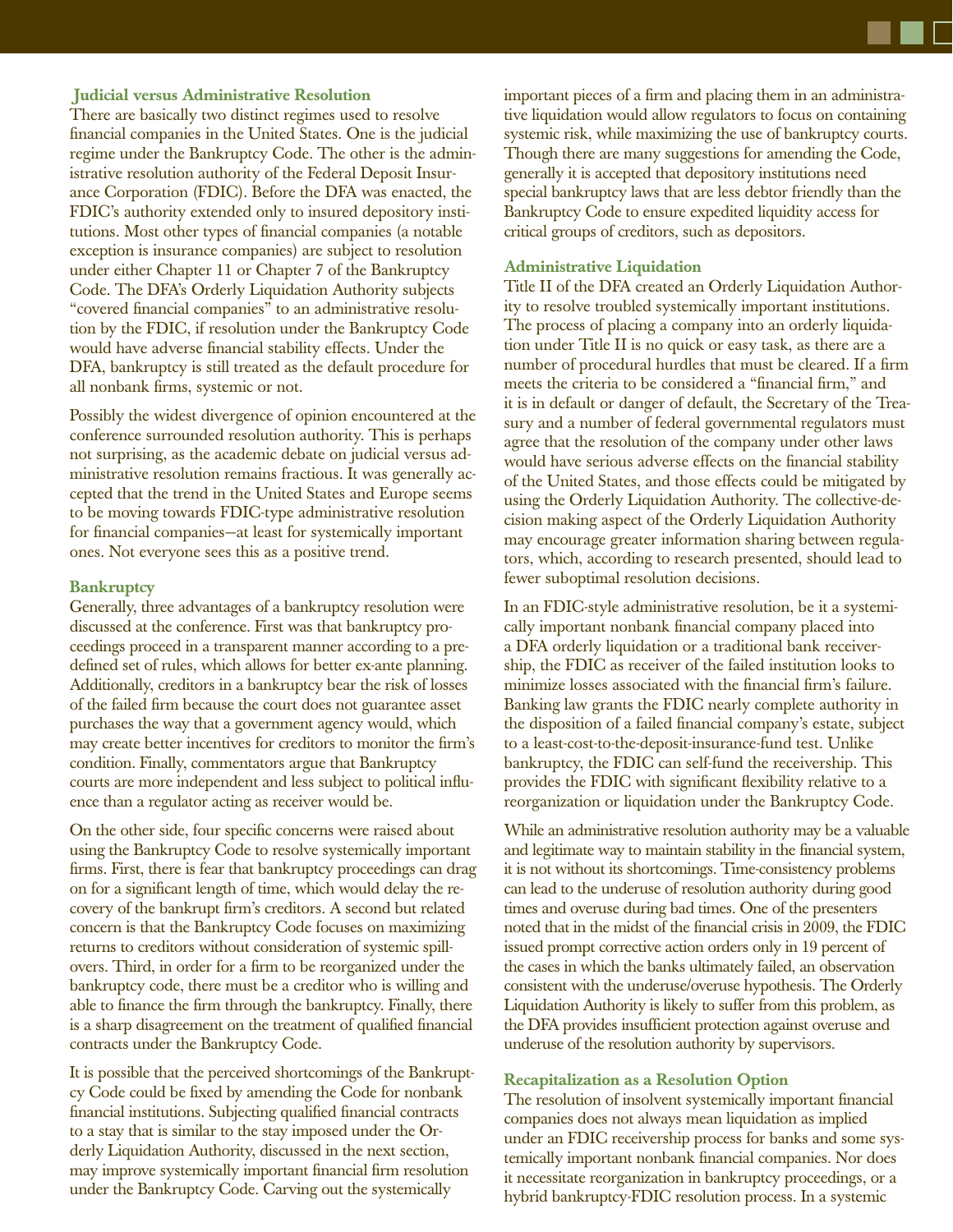### Judicial versus Administrative Resolution

There are basically two distinct regimes used to resolve financial companies in the United States. One is the judicial regime under the Bankruptcy Code. The other is the administrative resolution authority of the Federal Deposit Insurance Corporation (FDIC). Before the DFA was enacted, the FDIC's authority extended only to insured depository institutions. Most other types of financial companies (a notable exception is insurance companies) are subject to resolution under either Chapter 11 or Chapter 7 of the Bankruptcy Code. The DFA's Orderly Liquidation Authority subjects "covered financial companies" to an administrative resolution by the FDIC, if resolution under the Bankruptcy Code would have adverse financial stability effects. Under the DFA, bankruptcy is still treated as the default procedure for all nonbank firms, systemic or not.

Possibly the widest divergence of opinion encountered at the conference surrounded resolution authority. This is perhaps not surprising, as the academic debate on judicial versus administrative resolution remains fractious. It was generally accepted that the trend in the United States and Europe seems to be moving towards FDIC-type administrative resolution for financial companies—at least for systemically important ones. Not everyone sees this as a positive trend.

### Bankruptcy

Generally, three advantages of a bankruptcy resolution were discussed at the conference. First was that bankruptcy proceedings proceed in a transparent manner according to a predefined set of rules, which allows for better ex-ante planning. Additionally, creditors in a bankruptcy bear the risk of losses of the failed firm because the court does not guarantee asset purchases the way that a government agency would, which may create better incentives for creditors to monitor the firm's condition. Finally, commentators argue that Bankruptcy courts are more independent and less subject to political influence than a regulator acting as receiver would be.

On the other side, four specific concerns were raised about using the Bankruptcy Code to resolve systemically important firms. First, there is fear that bankruptcy proceedings can drag on for a significant length of time, which would delay the recovery of the bankrupt firm's creditors. A second but related concern is that the Bankruptcy Code focuses on maximizing returns to creditors without consideration of systemic spillovers. Third, in order for a firm to be reorganized under the bankruptcy code, there must be a creditor who is willing and able to finance the firm through the bankruptcy. Finally, there is a sharp disagreement on the treatment of qualified financial contracts under the Bankruptcy Code.

It is possible that the perceived shortcomings of the Bankruptcy Code could be fixed by amending the Code for nonbank financial institutions. Subjecting qualified financial contracts to a stay that is similar to the stay imposed under the Orderly Liquidation Authority, discussed in the next section, may improve systemically important financial firm resolution under the Bankruptcy Code. Carving out the systemically important pieces of a firm and placing them in an administrative liquidation would allow regulators to focus on containing systemic risk, while maximizing the use of bankruptcy courts. Though there are many suggestions for amending the Code, generally it is accepted that depository institutions need special bankruptcy laws that are less debtor friendly than the Bankruptcy Code to ensure expedited liquidity access for critical groups of creditors, such as depositors.

### Administrative Liquidation

Title II of the DFA created an Orderly Liquidation Authority to resolve troubled systemically important institutions. The process of placing a company into an orderly liquidation under Title II is no quick or easy task, as there are a number of procedural hurdles that must be cleared. If a firm meets the criteria to be considered a "financial firm," and it is in default or danger of default, the Secretary of the Treasury and a number of federal governmental regulators must agree that the resolution of the company under other laws would have serious adverse effects on the financial stability of the United States, and those effects could be mitigated by using the Orderly Liquidation Authority. The collective-decision making aspect of the Orderly Liquidation Authority may encourage greater information sharing between regulators, which, according to research presented, should lead to fewer suboptimal resolution decisions.

In an FDIC-style administrative resolution, be it a systemically important nonbank financial company placed into a DFA orderly liquidation or a traditional bank receivership, the FDIC as receiver of the failed institution looks to minimize losses associated with the financial firm's failure. Banking law grants the FDIC nearly complete authority in the disposition of a failed financial company's estate, subject to a least-cost-to-the-deposit-insurance-fund test. Unlike bankruptcy, the FDIC can self-fund the receivership. This provides the FDIC with significant flexibility relative to a reorganization or liquidation under the Bankruptcy Code.

While an administrative resolution authority may be a valuable and legitimate way to maintain stability in the financial system, it is not without its shortcomings. Time-consistency problems can lead to the underuse of resolution authority during good times and overuse during bad times. One of the presenters noted that in the midst of the financial crisis in 2009, the FDIC issued prompt corrective action orders only in 19 percent of the cases in which the banks ultimately failed, an observation consistent with the underuse/overuse hypothesis. The Orderly Liquidation Authority is likely to suffer from this problem, as the DFA provides insufficient protection against overuse and underuse of the resolution authority by supervisors.

### Recapitalization as a Resolution Option

The resolution of insolvent systemically important financial companies does not always mean liquidation as implied under an FDIC receivership process for banks and some systemically important nonbank financial companies. Nor does it necessitate reorganization in bankruptcy proceedings, or a hybrid bankruptcy-FDIC resolution process. In a systemic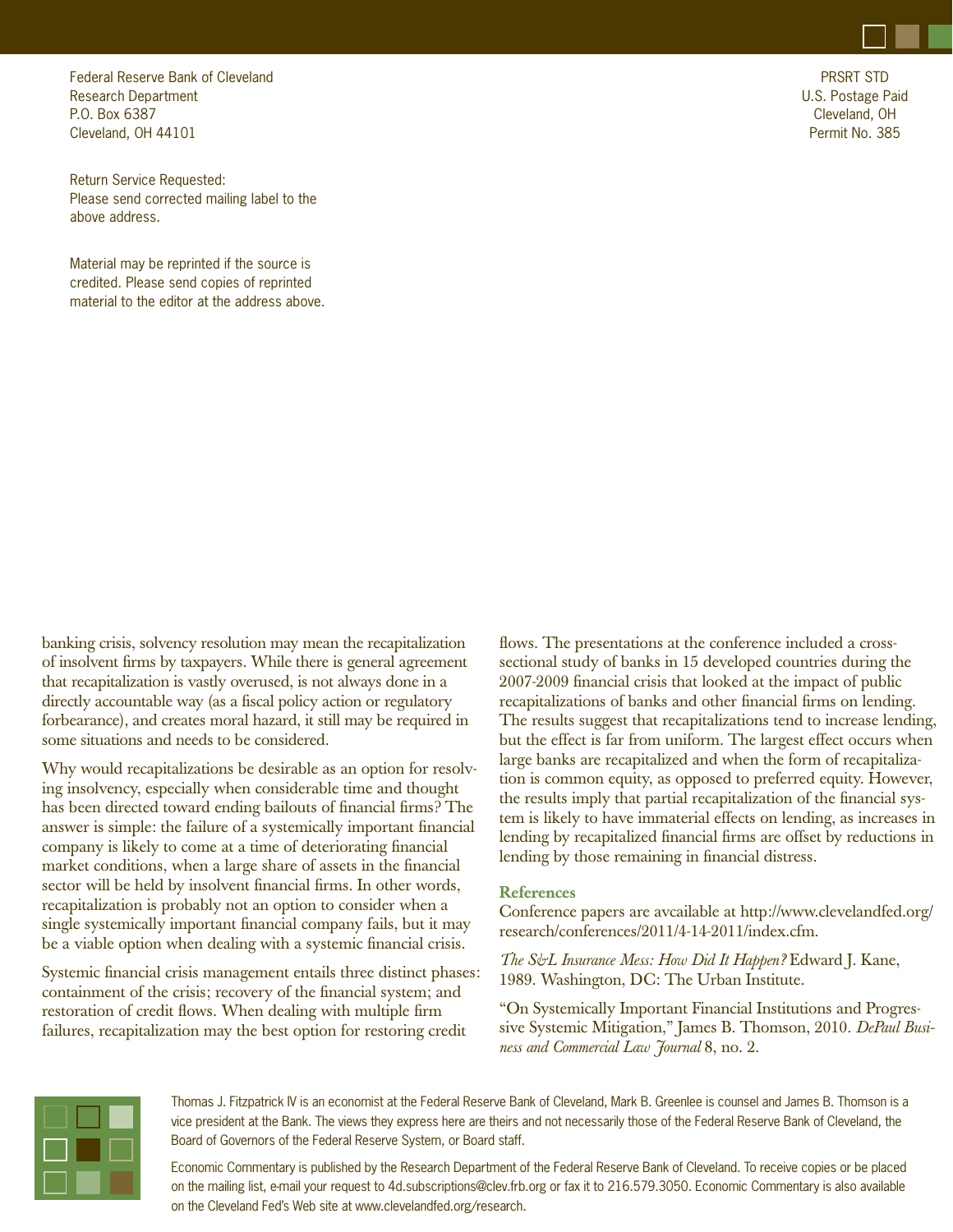Federal Reserve Bank of Cleveland
Research Department
P.O. Box 6387
Cleveland, OH 44101

PRSRT STD
U.S. Postage Paid
Cleveland, OH
Permit No. 385

Return Service Requested:
Please send corrected mailing label to the above address.

Material may be reprinted if the source is credited. Please send copies of reprinted material to the editor at the address above.

banking crisis, solvency resolution may mean the recapitalization of insolvent firms by taxpayers. While there is general agreement that recapitalization is vastly overused, is not always done in a directly accountable way (as a fiscal policy action or regulatory forbearance), and creates moral hazard, it still may be required in some situations and needs to be considered.

Why would recapitalizations be desirable as an option for resolving insolvency, especially when considerable time and thought has been directed toward ending bailouts of financial firms? The answer is simple: the failure of a systemically important financial company is likely to come at a time of deteriorating financial market conditions, when a large share of assets in the financial sector will be held by insolvent financial firms. In other words, recapitalization is probably not an option to consider when a single systemically important financial company fails, but it may be a viable option when dealing with a systemic financial crisis.

Systemic financial crisis management entails three distinct phases: containment of the crisis; recovery of the financial system; and restoration of credit flows. When dealing with multiple firm failures, recapitalization may the best option for restoring credit flows. The presentations at the conference included a cross-sectional study of banks in 15 developed countries during the 2007-2009 financial crisis that looked at the impact of public recapitalizations of banks and other financial firms on lending. The results suggest that recapitalizations tend to increase lending, but the effect is far from uniform. The largest effect occurs when large banks are recapitalized and when the form of recapitalization is common equity, as opposed to preferred equity. However, the results imply that partial recapitalization of the financial system is likely to have immaterial effects on lending, as increases in lending by recapitalized financial firms are offset by reductions in lending by those remaining in financial distress.

## References

Conference papers are avcailable at http://www.clevelandfed.org/research/conferences/2011/4-14-2011/index.cfm.

*The S&L Insurance Mess: How Did It Happen?* Edward J. Kane, 1989. Washington, DC: The Urban Institute.

"On Systemically Important Financial Institutions and Progressive Systemic Mitigation," James B. Thomson, 2010. *DePaul Business and Commercial Law Journal* 8, no. 2.

Thomas J. Fitzpatrick IV is an economist at the Federal Reserve Bank of Cleveland, Mark B. Greenlee is counsel and James B. Thomson is a vice president at the Bank. The views they express here are theirs and not necessarily those of the Federal Reserve Bank of Cleveland, the Board of Governors of the Federal Reserve System, or Board staff.

Economic Commentary is published by the Research Department of the Federal Reserve Bank of Cleveland. To receive copies or be placed on the mailing list, e-mail your request to 4d.subscriptions@clev.frb.org or fax it to 216.579.3050. Economic Commentary is also available on the Cleveland Fed's Web site at www.clevelandfed.org/research.